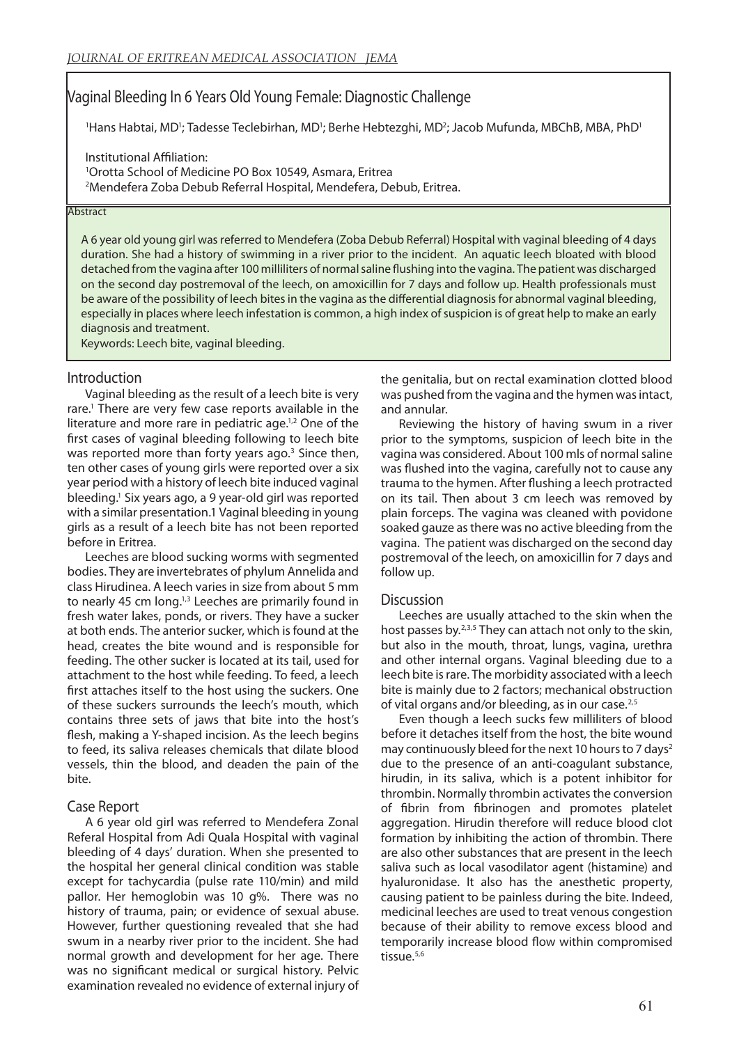# Vaginal Bleeding In 6 Years Old Young Female: Diagnostic Challenge

[1]Hans Habtai, MD[1]; Tadesse Teclebirhan, MD[1]; Berhe Hebtezghi, MD[2]; Jacob Mufunda, MBChB, MBA, PhD[1]

Institutional Affiliation:
[1]Orotta School of Medicine PO Box 10549, Asmara, Eritrea
[2]Mendefera Zoba Debub Referral Hospital, Mendefera, Debub, Eritrea.

## Abstract

A 6 year old young girl was referred to Mendefera (Zoba Debub Referral) Hospital with vaginal bleeding of 4 days duration. She had a history of swimming in a river prior to the incident. An aquatic leech bloated with blood detached from the vagina after 100 milliliters of normal saline flushing into the vagina. The patient was discharged on the second day postremoval of the leech, on amoxicillin for 7 days and follow up. Health professionals must be aware of the possibility of leech bites in the vagina as the differential diagnosis for abnormal vaginal bleeding, especially in places where leech infestation is common, a high index of suspicion is of great help to make an early diagnosis and treatment.

Keywords: Leech bite, vaginal bleeding.

## Introduction

Vaginal bleeding as the result of a leech bite is very rare.[1] There are very few case reports available in the literature and more rare in pediatric age.[1,2] One of the first cases of vaginal bleeding following to leech bite was reported more than forty years ago.[3] Since then, ten other cases of young girls were reported over a six year period with a history of leech bite induced vaginal bleeding.[1] Six years ago, a 9 year-old girl was reported with a similar presentation.1 Vaginal bleeding in young girls as a result of a leech bite has not been reported before in Eritrea.

Leeches are blood sucking worms with segmented bodies. They are invertebrates of phylum Annelida and class Hirudinea. A leech varies in size from about 5 mm to nearly 45 cm long.[1,3] Leeches are primarily found in fresh water lakes, ponds, or rivers. They have a sucker at both ends. The anterior sucker, which is found at the head, creates the bite wound and is responsible for feeding. The other sucker is located at its tail, used for attachment to the host while feeding. To feed, a leech first attaches itself to the host using the suckers. One of these suckers surrounds the leech's mouth, which contains three sets of jaws that bite into the host's flesh, making a Y-shaped incision. As the leech begins to feed, its saliva releases chemicals that dilate blood vessels, thin the blood, and deaden the pain of the bite.

## Case Report

A 6 year old girl was referred to Mendefera Zonal Referal Hospital from Adi Quala Hospital with vaginal bleeding of 4 days' duration. When she presented to the hospital her general clinical condition was stable except for tachycardia (pulse rate 110/min) and mild pallor. Her hemoglobin was 10 g%. There was no history of trauma, pain; or evidence of sexual abuse. However, further questioning revealed that she had swum in a nearby river prior to the incident. She had normal growth and development for her age. There was no significant medical or surgical history. Pelvic examination revealed no evidence of external injury of the genitalia, but on rectal examination clotted blood was pushed from the vagina and the hymen was intact, and annular.

Reviewing the history of having swum in a river prior to the symptoms, suspicion of leech bite in the vagina was considered. About 100 mls of normal saline was flushed into the vagina, carefully not to cause any trauma to the hymen. After flushing a leech protracted on its tail. Then about 3 cm leech was removed by plain forceps. The vagina was cleaned with povidone soaked gauze as there was no active bleeding from the vagina. The patient was discharged on the second day postremoval of the leech, on amoxicillin for 7 days and follow up.

## Discussion

Leeches are usually attached to the skin when the host passes by.[2,3,5] They can attach not only to the skin, but also in the mouth, throat, lungs, vagina, urethra and other internal organs. Vaginal bleeding due to a leech bite is rare. The morbidity associated with a leech bite is mainly due to 2 factors; mechanical obstruction of vital organs and/or bleeding, as in our case.[2,5]

Even though a leech sucks few milliliters of blood before it detaches itself from the host, the bite wound may continuously bleed for the next 10 hours to 7 days[2] due to the presence of an anti-coagulant substance, hirudin, in its saliva, which is a potent inhibitor for thrombin. Normally thrombin activates the conversion of fibrin from fibrinogen and promotes platelet aggregation. Hirudin therefore will reduce blood clot formation by inhibiting the action of thrombin. There are also other substances that are present in the leech saliva such as local vasodilator agent (histamine) and hyaluronidase. It also has the anesthetic property, causing patient to be painless during the bite. Indeed, medicinal leeches are used to treat venous congestion because of their ability to remove excess blood and temporarily increase blood flow within compromised tissue.[5,6]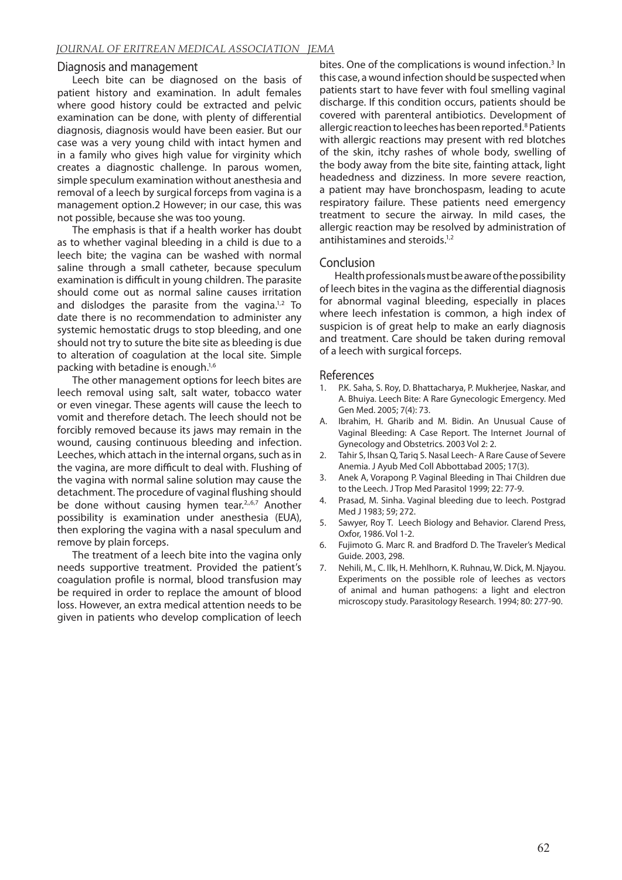## Diagnosis and management

Leech bite can be diagnosed on the basis of patient history and examination. In adult females where good history could be extracted and pelvic examination can be done, with plenty of differential diagnosis, diagnosis would have been easier. But our case was a very young child with intact hymen and in a family who gives high value for virginity which creates a diagnostic challenge. In parous women, simple speculum examination without anesthesia and removal of a leech by surgical forceps from vagina is a management option.2 However; in our case, this was not possible, because she was too young.

The emphasis is that if a health worker has doubt as to whether vaginal bleeding in a child is due to a leech bite; the vagina can be washed with normal saline through a small catheter, because speculum examination is difficult in young children. The parasite should come out as normal saline causes irritation and dislodges the parasite from the vagina.[1,2] To date there is no recommendation to administer any systemic hemostatic drugs to stop bleeding, and one should not try to suture the bite site as bleeding is due to alteration of coagulation at the local site. Simple packing with betadine is enough.[1,6]

The other management options for leech bites are leech removal using salt, salt water, tobacco water or even vinegar. These agents will cause the leech to vomit and therefore detach. The leech should not be forcibly removed because its jaws may remain in the wound, causing continuous bleeding and infection. Leeches, which attach in the internal organs, such as in the vagina, are more difficult to deal with. Flushing of the vagina with normal saline solution may cause the detachment. The procedure of vaginal flushing should be done without causing hymen tear.[2,,6,7] Another possibility is examination under anesthesia (EUA), then exploring the vagina with a nasal speculum and remove by plain forceps.

The treatment of a leech bite into the vagina only needs supportive treatment. Provided the patient's coagulation profile is normal, blood transfusion may be required in order to replace the amount of blood loss. However, an extra medical attention needs to be given in patients who develop complication of leech bites. One of the complications is wound infection.[3] In this case, a wound infection should be suspected when patients start to have fever with foul smelling vaginal discharge. If this condition occurs, patients should be covered with parenteral antibiotics. Development of allergic reaction to leeches has been reported.[8] Patients with allergic reactions may present with red blotches of the skin, itchy rashes of whole body, swelling of the body away from the bite site, fainting attack, light headedness and dizziness. In more severe reaction, a patient may have bronchospasm, leading to acute respiratory failure. These patients need emergency treatment to secure the airway. In mild cases, the allergic reaction may be resolved by administration of antihistamines and steroids.[1,2]

## Conclusion

Health professionals must be aware of the possibility of leech bites in the vagina as the differential diagnosis for abnormal vaginal bleeding, especially in places where leech infestation is common, a high index of suspicion is of great help to make an early diagnosis and treatment. Care should be taken during removal of a leech with surgical forceps.

## References

1. P.K. Saha, S. Roy, D. Bhattacharya, P. Mukherjee, Naskar, and A. Bhuiya. Leech Bite: A Rare Gynecologic Emergency. Med Gen Med. 2005; 7(4): 73.

A. Ibrahim, H. Gharib and M. Bidin. An Unusual Cause of Vaginal Bleeding: A Case Report. The Internet Journal of Gynecology and Obstetrics. 2003 Vol 2: 2.

2. Tahir S, Ihsan Q, Tariq S. Nasal Leech- A Rare Cause of Severe Anemia. J Ayub Med Coll Abbottabad 2005; 17(3).
3. Anek A, Vorapong P. Vaginal Bleeding in Thai Children due to the Leech. J Trop Med Parasitol 1999; 22: 77-9.
4. Prasad, M. Sinha. Vaginal bleeding due to leech. Postgrad Med J 1983; 59; 272.
5. Sawyer, Roy T. Leech Biology and Behavior. Clarend Press, Oxfor, 1986. Vol 1-2.
6. Fujimoto G. Marc R. and Bradford D. The Traveler's Medical Guide. 2003, 298.
7. Nehili, M., C. Ilk, H. Mehlhorn, K. Ruhnau, W. Dick, M. Njayou. Experiments on the possible role of leeches as vectors of animal and human pathogens: a light and electron microscopy study. Parasitology Research. 1994; 80: 277-90.